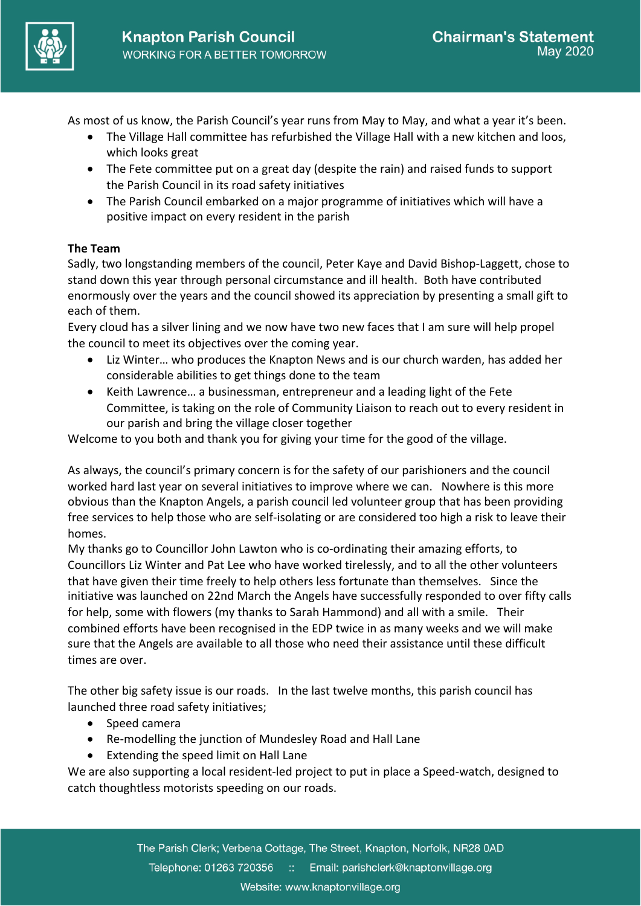# Knapton Parish Council

WORKING FOR A BETTER TOMORROW

## Chairman's Statement

May 2020

As most of us know, the Parish Council's year runs from May to May, and what a year it's been.

- The Village Hall committee has refurbished the Village Hall with a new kitchen and loos, which looks great
- The Fete committee put on a great day (despite the rain) and raised funds to support the Parish Council in its road safety initiatives
- The Parish Council embarked on a major programme of initiatives which will have a positive impact on every resident in the parish

**The Team**

Sadly, two longstanding members of the council, Peter Kaye and David Bishop-Laggett, chose to stand down this year through personal circumstance and ill health. Both have contributed enormously over the years and the council showed its appreciation by presenting a small gift to each of them.

Every cloud has a silver lining and we now have two new faces that I am sure will help propel the council to meet its objectives over the coming year.

- Liz Winter… who produces the Knapton News and is our church warden, has added her considerable abilities to get things done to the team
- Keith Lawrence… a businessman, entrepreneur and a leading light of the Fete Committee, is taking on the role of Community Liaison to reach out to every resident in our parish and bring the village closer together

Welcome to you both and thank you for giving your time for the good of the village.

As always, the council's primary concern is for the safety of our parishioners and the council worked hard last year on several initiatives to improve where we can. Nowhere is this more obvious than the Knapton Angels, a parish council led volunteer group that has been providing free services to help those who are self-isolating or are considered too high a risk to leave their homes.

My thanks go to Councillor John Lawton who is co-ordinating their amazing efforts, to Councillors Liz Winter and Pat Lee who have worked tirelessly, and to all the other volunteers that have given their time freely to help others less fortunate than themselves. Since the initiative was launched on 22nd March the Angels have successfully responded to over fifty calls for help, some with flowers (my thanks to Sarah Hammond) and all with a smile. Their combined efforts have been recognised in the EDP twice in as many weeks and we will make sure that the Angels are available to all those who need their assistance until these difficult times are over.

The other big safety issue is our roads. In the last twelve months, this parish council has launched three road safety initiatives;

- Speed camera
- Re-modelling the junction of Mundesley Road and Hall Lane
- Extending the speed limit on Hall Lane

We are also supporting a local resident-led project to put in place a Speed-watch, designed to catch thoughtless motorists speeding on our roads.

The Parish Clerk; Verbena Cottage, The Street, Knapton, Norfolk, NR28 0AD

Telephone: 01263 720356 :: Email: parishclerk@knaptonvillage.org

Website: www.knaptonvillage.org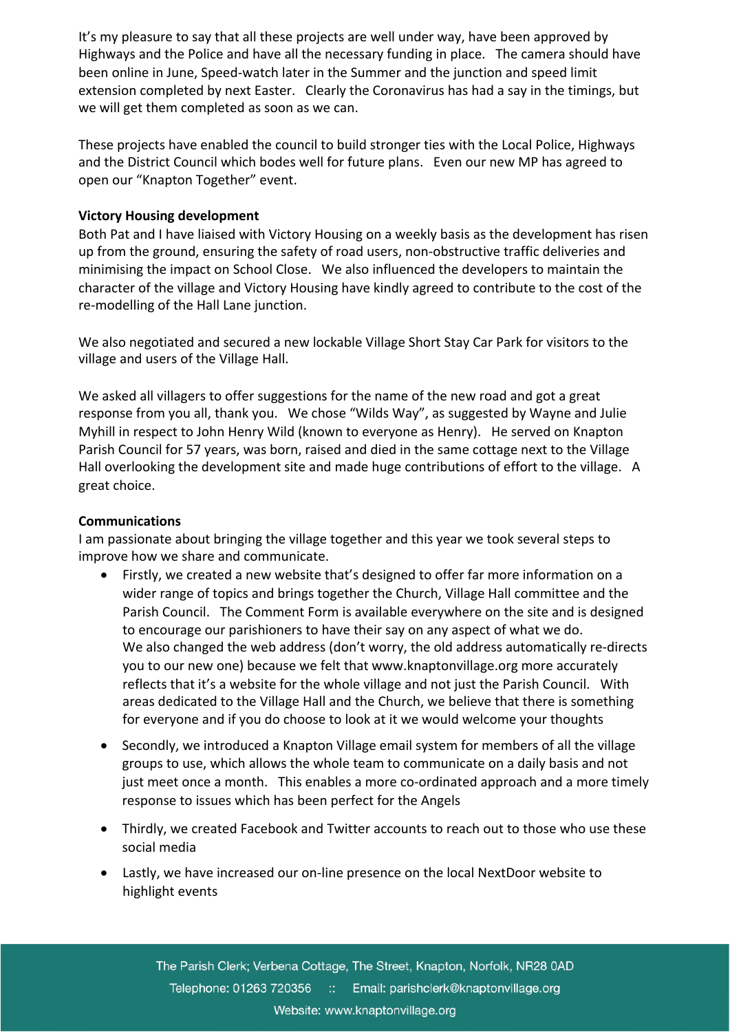It's my pleasure to say that all these projects are well under way, have been approved by Highways and the Police and have all the necessary funding in place. The camera should have been online in June, Speed-watch later in the Summer and the junction and speed limit extension completed by next Easter. Clearly the Coronavirus has had a say in the timings, but we will get them completed as soon as we can.

These projects have enabled the council to build stronger ties with the Local Police, Highways and the District Council which bodes well for future plans. Even our new MP has agreed to open our "Knapton Together" event.

**Victory Housing development**

Both Pat and I have liaised with Victory Housing on a weekly basis as the development has risen up from the ground, ensuring the safety of road users, non-obstructive traffic deliveries and minimising the impact on School Close. We also influenced the developers to maintain the character of the village and Victory Housing have kindly agreed to contribute to the cost of the re-modelling of the Hall Lane junction.

We also negotiated and secured a new lockable Village Short Stay Car Park for visitors to the village and users of the Village Hall.

We asked all villagers to offer suggestions for the name of the new road and got a great response from you all, thank you. We chose "Wilds Way", as suggested by Wayne and Julie Myhill in respect to John Henry Wild (known to everyone as Henry). He served on Knapton Parish Council for 57 years, was born, raised and died in the same cottage next to the Village Hall overlooking the development site and made huge contributions of effort to the village. A great choice.

**Communications**

I am passionate about bringing the village together and this year we took several steps to improve how we share and communicate.

- Firstly, we created a new website that's designed to offer far more information on a wider range of topics and brings together the Church, Village Hall committee and the Parish Council. The Comment Form is available everywhere on the site and is designed to encourage our parishioners to have their say on any aspect of what we do.
  We also changed the web address (don't worry, the old address automatically re-directs you to our new one) because we felt that www.knaptonvillage.org more accurately reflects that it's a website for the whole village and not just the Parish Council. With areas dedicated to the Village Hall and the Church, we believe that there is something for everyone and if you do choose to look at it we would welcome your thoughts
- Secondly, we introduced a Knapton Village email system for members of all the village groups to use, which allows the whole team to communicate on a daily basis and not just meet once a month. This enables a more co-ordinated approach and a more timely response to issues which has been perfect for the Angels
- Thirdly, we created Facebook and Twitter accounts to reach out to those who use these social media
- Lastly, we have increased our on-line presence on the local NextDoor website to highlight events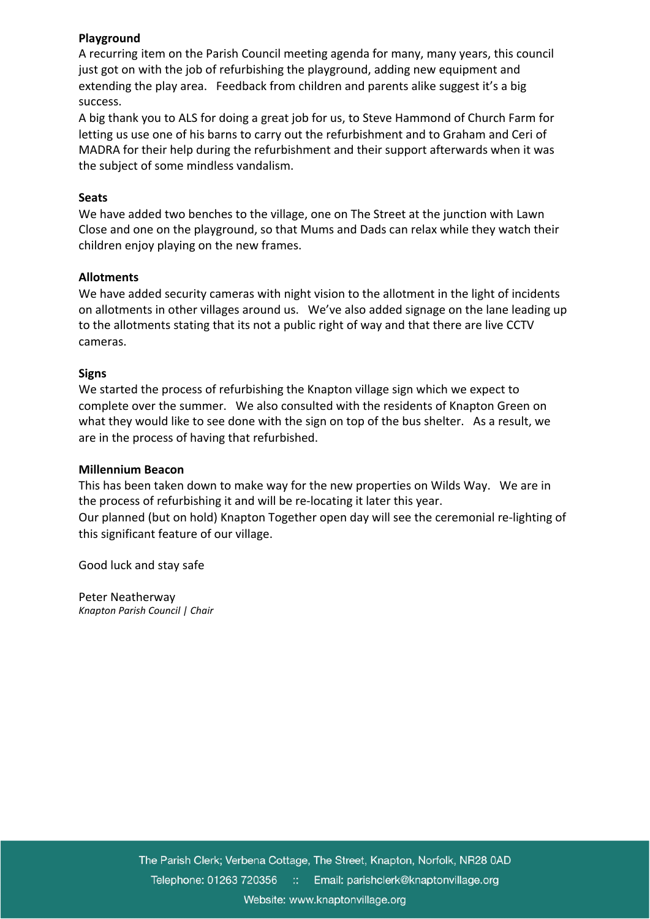**Playground**

A recurring item on the Parish Council meeting agenda for many, many years, this council just got on with the job of refurbishing the playground, adding new equipment and extending the play area. Feedback from children and parents alike suggest it's a big success.

A big thank you to ALS for doing a great job for us, to Steve Hammond of Church Farm for letting us use one of his barns to carry out the refurbishment and to Graham and Ceri of MADRA for their help during the refurbishment and their support afterwards when it was the subject of some mindless vandalism.

**Seats**

We have added two benches to the village, one on The Street at the junction with Lawn Close and one on the playground, so that Mums and Dads can relax while they watch their children enjoy playing on the new frames.

**Allotments**

We have added security cameras with night vision to the allotment in the light of incidents on allotments in other villages around us. We've also added signage on the lane leading up to the allotments stating that its not a public right of way and that there are live CCTV cameras.

**Signs**

We started the process of refurbishing the Knapton village sign which we expect to complete over the summer. We also consulted with the residents of Knapton Green on what they would like to see done with the sign on top of the bus shelter. As a result, we are in the process of having that refurbished.

**Millennium Beacon**

This has been taken down to make way for the new properties on Wilds Way. We are in the process of refurbishing it and will be re-locating it later this year.

Our planned (but on hold) Knapton Together open day will see the ceremonial re-lighting of this significant feature of our village.

Good luck and stay safe

Peter Neatherway
*Knapton Parish Council | Chair*

The Parish Clerk; Verbena Cottage, The Street, Knapton, Norfolk, NR28 0AD
Telephone: 01263 720356 :: Email: parishclerk@knaptonvillage.org
Website: www.knaptonvillage.org